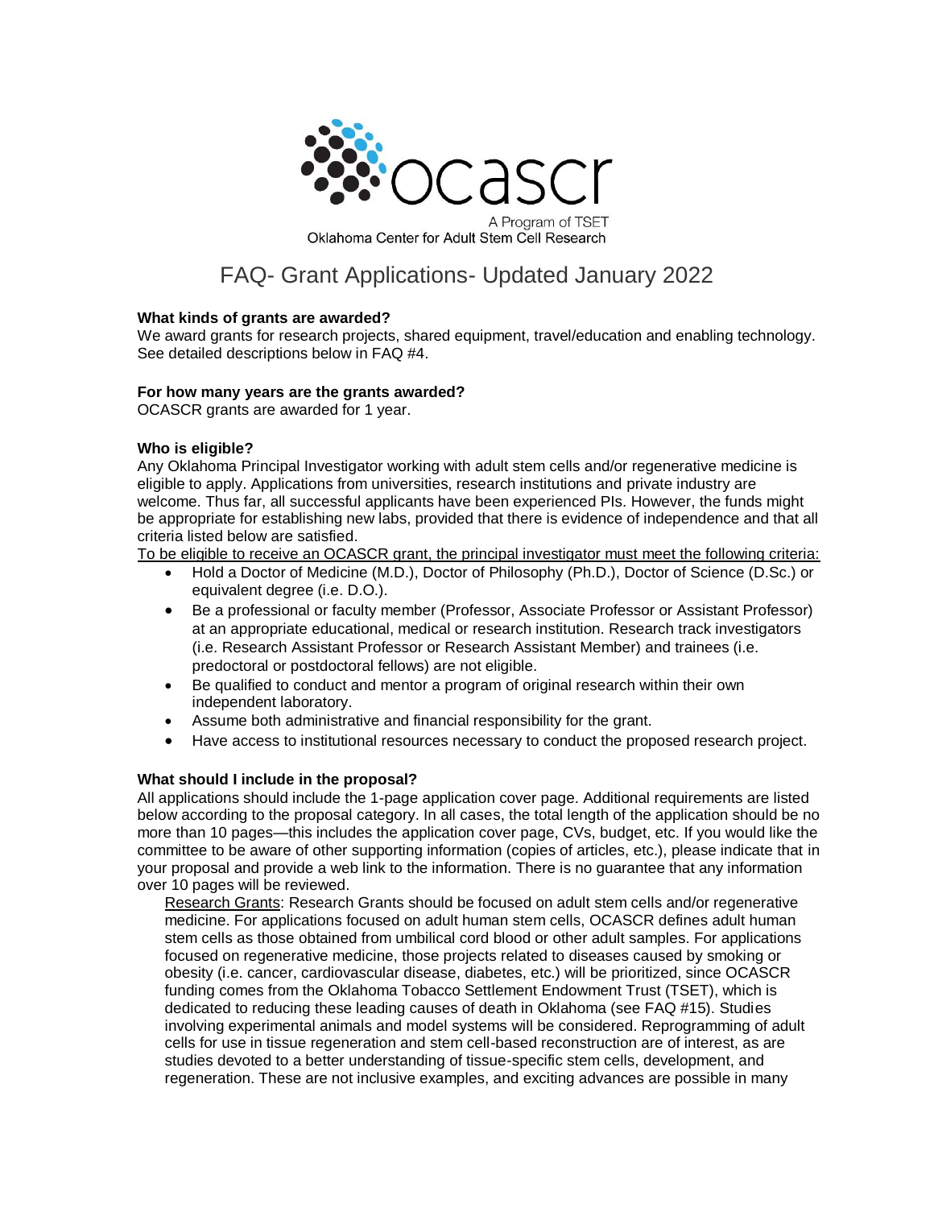ocascr

A Program of TSET

Oklahoma Center for Adult Stem Cell Research

# FAQ- Grant Applications- Updated January 2022

**What kinds of grants are awarded?**

We award grants for research projects, shared equipment, travel/education and enabling technology. See detailed descriptions below in FAQ #4.

**For how many years are the grants awarded?**

OCASCR grants are awarded for 1 year.

**Who is eligible?**

Any Oklahoma Principal Investigator working with adult stem cells and/or regenerative medicine is eligible to apply. Applications from universities, research institutions and private industry are welcome. Thus far, all successful applicants have been experienced PIs. However, the funds might be appropriate for establishing new labs, provided that there is evidence of independence and that all criteria listed below are satisfied.

To be eligible to receive an OCASCR grant, the principal investigator must meet the following criteria:

- Hold a Doctor of Medicine (M.D.), Doctor of Philosophy (Ph.D.), Doctor of Science (D.Sc.) or equivalent degree (i.e. D.O.).
- Be a professional or faculty member (Professor, Associate Professor or Assistant Professor) at an appropriate educational, medical or research institution. Research track investigators (i.e. Research Assistant Professor or Research Assistant Member) and trainees (i.e. predoctoral or postdoctoral fellows) are not eligible.
- Be qualified to conduct and mentor a program of original research within their own independent laboratory.
- Assume both administrative and financial responsibility for the grant.
- Have access to institutional resources necessary to conduct the proposed research project.

**What should I include in the proposal?**

All applications should include the 1-page application cover page. Additional requirements are listed below according to the proposal category. In all cases, the total length of the application should be no more than 10 pages—this includes the application cover page, CVs, budget, etc. If you would like the committee to be aware of other supporting information (copies of articles, etc.), please indicate that in your proposal and provide a web link to the information. There is no guarantee that any information over 10 pages will be reviewed.

Research Grants: Research Grants should be focused on adult stem cells and/or regenerative medicine. For applications focused on adult human stem cells, OCASCR defines adult human stem cells as those obtained from umbilical cord blood or other adult samples. For applications focused on regenerative medicine, those projects related to diseases caused by smoking or obesity (i.e. cancer, cardiovascular disease, diabetes, etc.) will be prioritized, since OCASCR funding comes from the Oklahoma Tobacco Settlement Endowment Trust (TSET), which is dedicated to reducing these leading causes of death in Oklahoma (see FAQ #15). Studies involving experimental animals and model systems will be considered. Reprogramming of adult cells for use in tissue regeneration and stem cell-based reconstruction are of interest, as are studies devoted to a better understanding of tissue-specific stem cells, development, and regeneration. These are not inclusive examples, and exciting advances are possible in many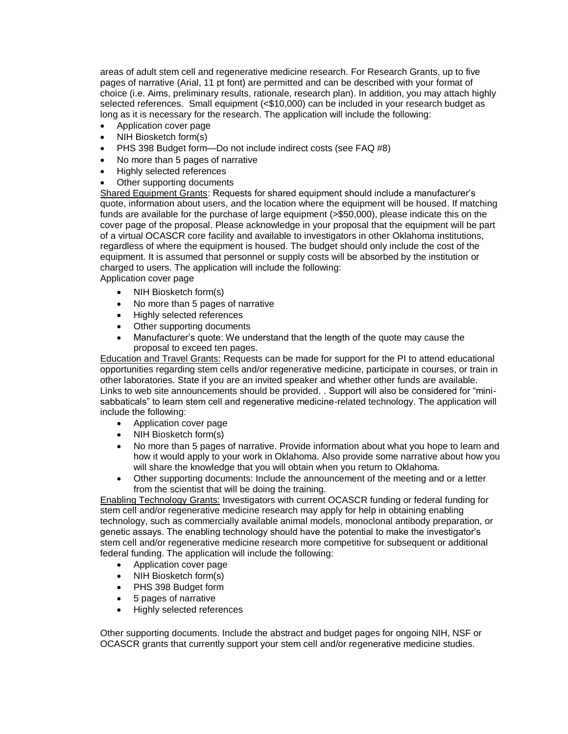areas of adult stem cell and regenerative medicine research. For Research Grants, up to five pages of narrative (Arial, 11 pt font) are permitted and can be described with your format of choice (i.e. Aims, preliminary results, rationale, research plan). In addition, you may attach highly selected references. Small equipment (<$10,000) can be included in your research budget as long as it is necessary for the research. The application will include the following:

- Application cover page
- NIH Biosketch form(s)
- PHS 398 Budget form—Do not include indirect costs (see FAQ #8)
- No more than 5 pages of narrative
- Highly selected references
- Other supporting documents

<u>Shared Equipment Grants</u>: Requests for shared equipment should include a manufacturer's quote, information about users, and the location where the equipment will be housed. If matching funds are available for the purchase of large equipment (>$50,000), please indicate this on the cover page of the proposal. Please acknowledge in your proposal that the equipment will be part of a virtual OCASCR core facility and available to investigators in other Oklahoma institutions, regardless of where the equipment is housed. The budget should only include the cost of the equipment. It is assumed that personnel or supply costs will be absorbed by the institution or charged to users. The application will include the following:

Application cover page

- NIH Biosketch form(s)
- No more than 5 pages of narrative
- Highly selected references
- Other supporting documents
- Manufacturer's quote: We understand that the length of the quote may cause the proposal to exceed ten pages.

<u>Education and Travel Grants:</u> Requests can be made for support for the PI to attend educational opportunities regarding stem cells and/or regenerative medicine, participate in courses, or train in other laboratories. State if you are an invited speaker and whether other funds are available. Links to web site announcements should be provided. . Support will also be considered for "mini-sabbaticals" to learn stem cell and regenerative medicine-related technology. The application will include the following:

- Application cover page
- NIH Biosketch form(s)
- No more than 5 pages of narrative. Provide information about what you hope to learn and how it would apply to your work in Oklahoma. Also provide some narrative about how you will share the knowledge that you will obtain when you return to Oklahoma.
- Other supporting documents: Include the announcement of the meeting and or a letter from the scientist that will be doing the training.

<u>Enabling Technology Grants:</u> Investigators with current OCASCR funding or federal funding for stem cell and/or regenerative medicine research may apply for help in obtaining enabling technology, such as commercially available animal models, monoclonal antibody preparation, or genetic assays. The enabling technology should have the potential to make the investigator's stem cell and/or regenerative medicine research more competitive for subsequent or additional federal funding. The application will include the following:

- Application cover page
- NIH Biosketch form(s)
- PHS 398 Budget form
- 5 pages of narrative
- Highly selected references

Other supporting documents. Include the abstract and budget pages for ongoing NIH, NSF or OCASCR grants that currently support your stem cell and/or regenerative medicine studies.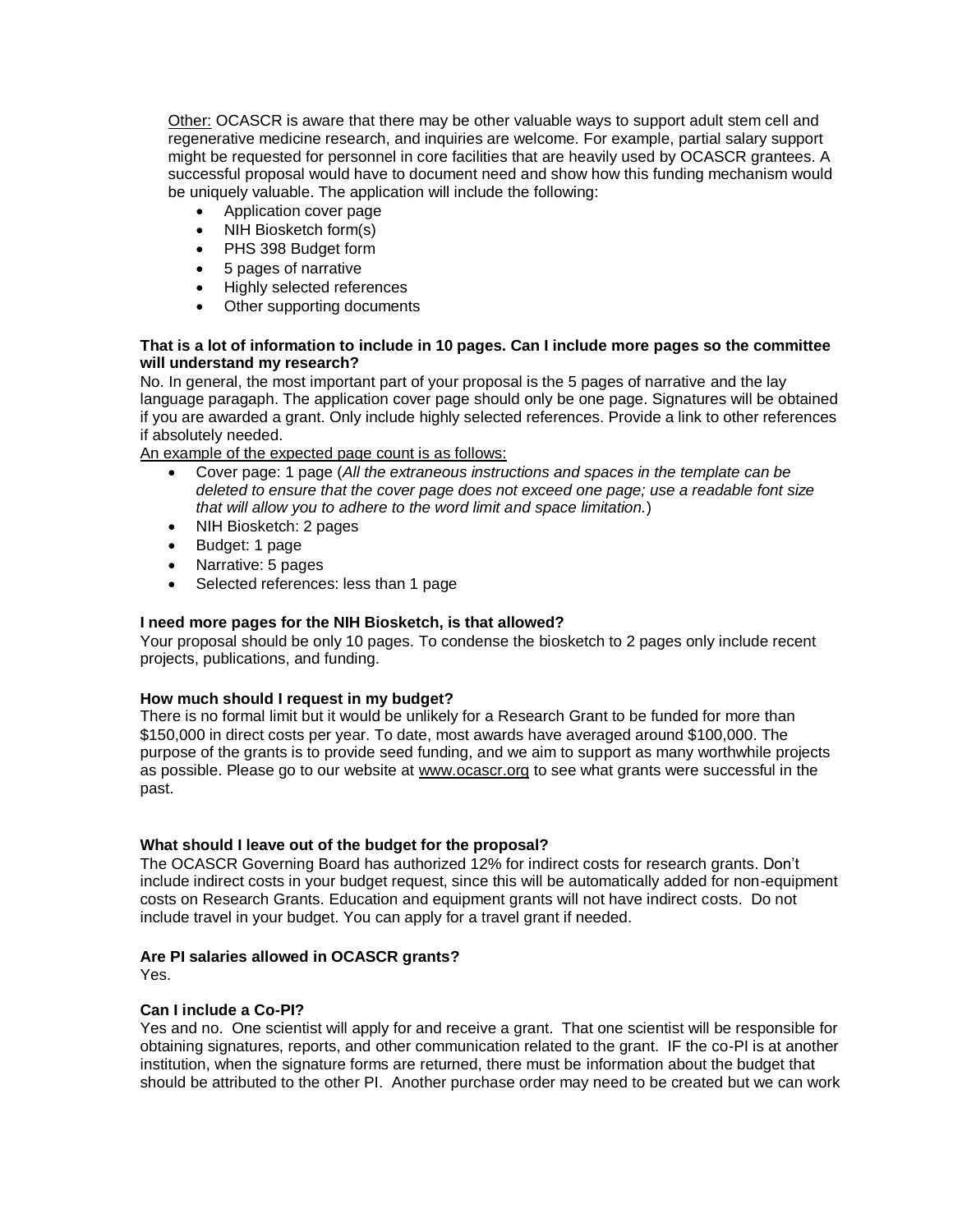Other: OCASCR is aware that there may be other valuable ways to support adult stem cell and regenerative medicine research, and inquiries are welcome. For example, partial salary support might be requested for personnel in core facilities that are heavily used by OCASCR grantees. A successful proposal would have to document need and show how this funding mechanism would be uniquely valuable. The application will include the following:

- Application cover page
- NIH Biosketch form(s)
- PHS 398 Budget form
- 5 pages of narrative
- Highly selected references
- Other supporting documents

**That is a lot of information to include in 10 pages. Can I include more pages so the committee will understand my research?**

No. In general, the most important part of your proposal is the 5 pages of narrative and the lay language paragaph. The application cover page should only be one page. Signatures will be obtained if you are awarded a grant. Only include highly selected references. Provide a link to other references if absolutely needed.

An example of the expected page count is as follows:

- Cover page: 1 page (*All the extraneous instructions and spaces in the template can be deleted to ensure that the cover page does not exceed one page; use a readable font size that will allow you to adhere to the word limit and space limitation.*)
- NIH Biosketch: 2 pages
- Budget: 1 page
- Narrative: 5 pages
- Selected references: less than 1 page

**I need more pages for the NIH Biosketch, is that allowed?**

Your proposal should be only 10 pages. To condense the biosketch to 2 pages only include recent projects, publications, and funding.

**How much should I request in my budget?**

There is no formal limit but it would be unlikely for a Research Grant to be funded for more than $150,000 in direct costs per year. To date, most awards have averaged around $100,000. The purpose of the grants is to provide seed funding, and we aim to support as many worthwhile projects as possible. Please go to our website at www.ocascr.org to see what grants were successful in the past.

**What should I leave out of the budget for the proposal?**

The OCASCR Governing Board has authorized 12% for indirect costs for research grants. Don't include indirect costs in your budget request, since this will be automatically added for non-equipment costs on Research Grants. Education and equipment grants will not have indirect costs. Do not include travel in your budget. You can apply for a travel grant if needed.

**Are PI salaries allowed in OCASCR grants?**

Yes.

**Can I include a Co-PI?**

Yes and no. One scientist will apply for and receive a grant. That one scientist will be responsible for obtaining signatures, reports, and other communication related to the grant. IF the co-PI is at another institution, when the signature forms are returned, there must be information about the budget that should be attributed to the other PI. Another purchase order may need to be created but we can work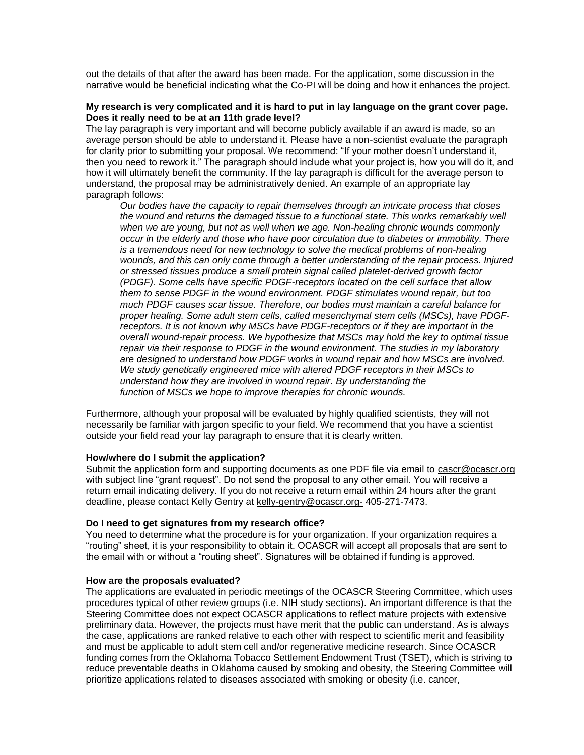out the details of that after the award has been made. For the application, some discussion in the narrative would be beneficial indicating what the Co-PI will be doing and how it enhances the project.

**My research is very complicated and it is hard to put in lay language on the grant cover page. Does it really need to be at an 11th grade level?**

The lay paragraph is very important and will become publicly available if an award is made, so an average person should be able to understand it. Please have a non-scientist evaluate the paragraph for clarity prior to submitting your proposal. We recommend: "If your mother doesn't understand it, then you need to rework it." The paragraph should include what your project is, how you will do it, and how it will ultimately benefit the community. If the lay paragraph is difficult for the average person to understand, the proposal may be administratively denied. An example of an appropriate lay paragraph follows:

> *Our bodies have the capacity to repair themselves through an intricate process that closes the wound and returns the damaged tissue to a functional state. This works remarkably well when we are young, but not as well when we age. Non-healing chronic wounds commonly occur in the elderly and those who have poor circulation due to diabetes or immobility. There is a tremendous need for new technology to solve the medical problems of non-healing wounds, and this can only come through a better understanding of the repair process. Injured or stressed tissues produce a small protein signal called platelet-derived growth factor (PDGF). Some cells have specific PDGF-receptors located on the cell surface that allow them to sense PDGF in the wound environment. PDGF stimulates wound repair, but too much PDGF causes scar tissue. Therefore, our bodies must maintain a careful balance for proper healing. Some adult stem cells, called mesenchymal stem cells (MSCs), have PDGF-receptors. It is not known why MSCs have PDGF-receptors or if they are important in the overall wound-repair process. We hypothesize that MSCs may hold the key to optimal tissue repair via their response to PDGF in the wound environment. The studies in my laboratory are designed to understand how PDGF works in wound repair and how MSCs are involved. We study genetically engineered mice with altered PDGF receptors in their MSCs to understand how they are involved in wound repair. By understanding the function of MSCs we hope to improve therapies for chronic wounds.*

Furthermore, although your proposal will be evaluated by highly qualified scientists, they will not necessarily be familiar with jargon specific to your field. We recommend that you have a scientist outside your field read your lay paragraph to ensure that it is clearly written.

**How/where do I submit the application?**

Submit the application form and supporting documents as one PDF file via email to cascr@ocascr.org with subject line "grant request". Do not send the proposal to any other email. You will receive a return email indicating delivery. If you do not receive a return email within 24 hours after the grant deadline, please contact Kelly Gentry at kelly-gentry@ocascr.org- 405-271-7473.

**Do I need to get signatures from my research office?**

You need to determine what the procedure is for your organization. If your organization requires a "routing" sheet, it is your responsibility to obtain it. OCASCR will accept all proposals that are sent to the email with or without a "routing sheet". Signatures will be obtained if funding is approved.

**How are the proposals evaluated?**

The applications are evaluated in periodic meetings of the OCASCR Steering Committee, which uses procedures typical of other review groups (i.e. NIH study sections). An important difference is that the Steering Committee does not expect OCASCR applications to reflect mature projects with extensive preliminary data. However, the projects must have merit that the public can understand. As is always the case, applications are ranked relative to each other with respect to scientific merit and feasibility and must be applicable to adult stem cell and/or regenerative medicine research. Since OCASCR funding comes from the Oklahoma Tobacco Settlement Endowment Trust (TSET), which is striving to reduce preventable deaths in Oklahoma caused by smoking and obesity, the Steering Committee will prioritize applications related to diseases associated with smoking or obesity (i.e. cancer,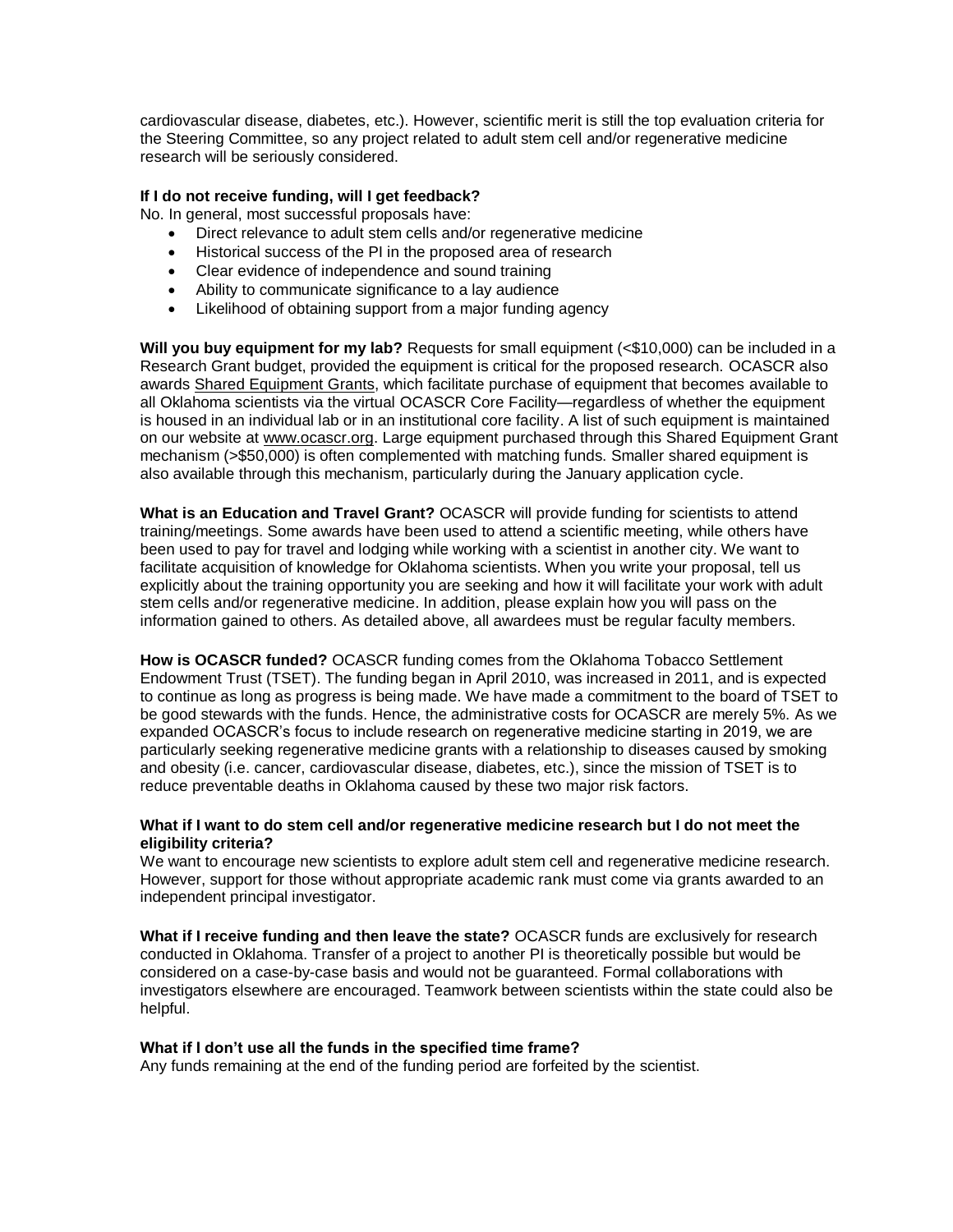cardiovascular disease, diabetes, etc.). However, scientific merit is still the top evaluation criteria for the Steering Committee, so any project related to adult stem cell and/or regenerative medicine research will be seriously considered.

**If I do not receive funding, will I get feedback?**
No. In general, most successful proposals have:

- Direct relevance to adult stem cells and/or regenerative medicine
- Historical success of the PI in the proposed area of research
- Clear evidence of independence and sound training
- Ability to communicate significance to a lay audience
- Likelihood of obtaining support from a major funding agency

**Will you buy equipment for my lab?** Requests for small equipment (<$10,000) can be included in a Research Grant budget, provided the equipment is critical for the proposed research. OCASCR also awards Shared Equipment Grants, which facilitate purchase of equipment that becomes available to all Oklahoma scientists via the virtual OCASCR Core Facility—regardless of whether the equipment is housed in an individual lab or in an institutional core facility. A list of such equipment is maintained on our website at www.ocascr.org. Large equipment purchased through this Shared Equipment Grant mechanism (>$50,000) is often complemented with matching funds. Smaller shared equipment is also available through this mechanism, particularly during the January application cycle.

**What is an Education and Travel Grant?** OCASCR will provide funding for scientists to attend training/meetings. Some awards have been used to attend a scientific meeting, while others have been used to pay for travel and lodging while working with a scientist in another city. We want to facilitate acquisition of knowledge for Oklahoma scientists. When you write your proposal, tell us explicitly about the training opportunity you are seeking and how it will facilitate your work with adult stem cells and/or regenerative medicine. In addition, please explain how you will pass on the information gained to others. As detailed above, all awardees must be regular faculty members.

**How is OCASCR funded?** OCASCR funding comes from the Oklahoma Tobacco Settlement Endowment Trust (TSET). The funding began in April 2010, was increased in 2011, and is expected to continue as long as progress is being made. We have made a commitment to the board of TSET to be good stewards with the funds. Hence, the administrative costs for OCASCR are merely 5%. As we expanded OCASCR's focus to include research on regenerative medicine starting in 2019, we are particularly seeking regenerative medicine grants with a relationship to diseases caused by smoking and obesity (i.e. cancer, cardiovascular disease, diabetes, etc.), since the mission of TSET is to reduce preventable deaths in Oklahoma caused by these two major risk factors.

**What if I want to do stem cell and/or regenerative medicine research but I do not meet the eligibility criteria?**
We want to encourage new scientists to explore adult stem cell and regenerative medicine research. However, support for those without appropriate academic rank must come via grants awarded to an independent principal investigator.

**What if I receive funding and then leave the state?** OCASCR funds are exclusively for research conducted in Oklahoma. Transfer of a project to another PI is theoretically possible but would be considered on a case-by-case basis and would not be guaranteed. Formal collaborations with investigators elsewhere are encouraged. Teamwork between scientists within the state could also be helpful.

**What if I don't use all the funds in the specified time frame?**
Any funds remaining at the end of the funding period are forfeited by the scientist.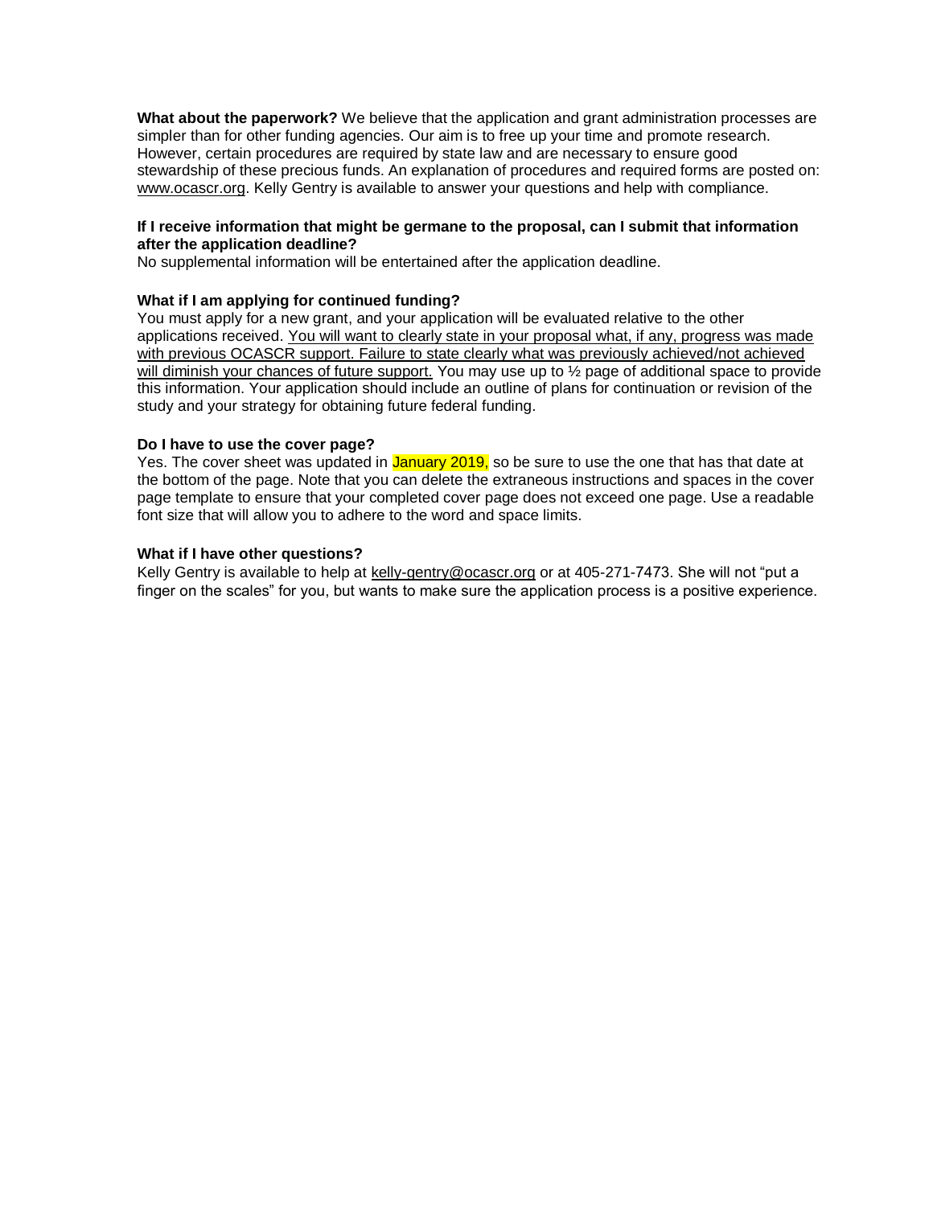**What about the paperwork?** We believe that the application and grant administration processes are simpler than for other funding agencies. Our aim is to free up your time and promote research. However, certain procedures are required by state law and are necessary to ensure good stewardship of these precious funds. An explanation of procedures and required forms are posted on: www.ocascr.org. Kelly Gentry is available to answer your questions and help with compliance.

**If I receive information that might be germane to the proposal, can I submit that information after the application deadline?**

No supplemental information will be entertained after the application deadline.

**What if I am applying for continued funding?**

You must apply for a new grant, and your application will be evaluated relative to the other applications received. You will want to clearly state in your proposal what, if any, progress was made with previous OCASCR support. Failure to state clearly what was previously achieved/not achieved will diminish your chances of future support. You may use up to ½ page of additional space to provide this information. Your application should include an outline of plans for continuation or revision of the study and your strategy for obtaining future federal funding.

**Do I have to use the cover page?**

Yes. The cover sheet was updated in January 2019, so be sure to use the one that has that date at the bottom of the page. Note that you can delete the extraneous instructions and spaces in the cover page template to ensure that your completed cover page does not exceed one page. Use a readable font size that will allow you to adhere to the word and space limits.

**What if I have other questions?**

Kelly Gentry is available to help at kelly-gentry@ocascr.org or at 405-271-7473. She will not "put a finger on the scales" for you, but wants to make sure the application process is a positive experience.